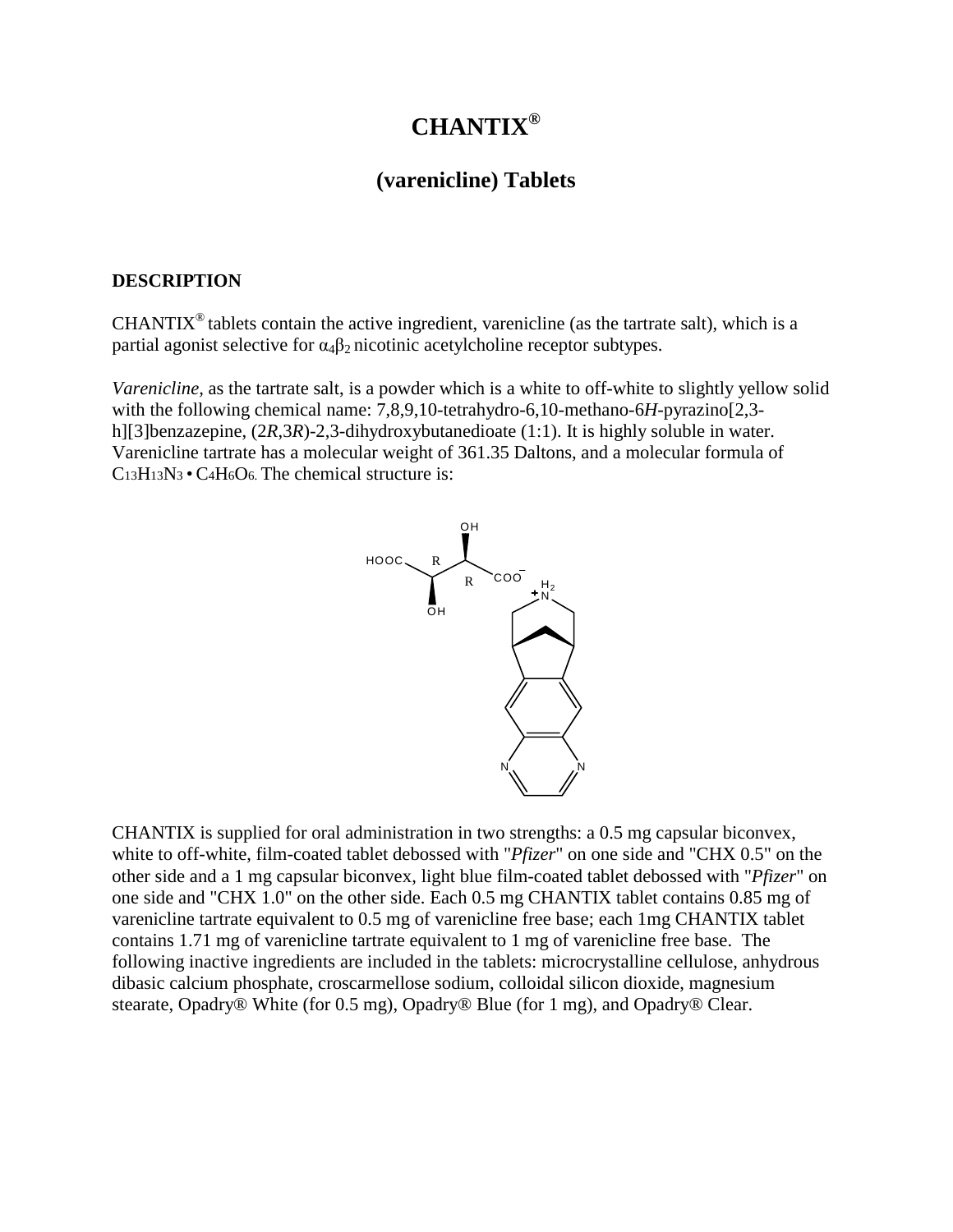# CHANTIX®

## (varenicline) Tablets

**DESCRIPTION**

CHANTIX® tablets contain the active ingredient, varenicline (as the tartrate salt), which is a partial agonist selective for $\alpha_4\beta_2$ nicotinic acetylcholine receptor subtypes.

*Varenicline,* as the tartrate salt, is a powder which is a white to off-white to slightly yellow solid with the following chemical name: 7,8,9,10-tetrahydro-6,10-methano-6*H*-pyrazino[2,3-h][3]benzazepine, (2*R*,3*R*)-2,3-dihydroxybutanedioate (1:1). It is highly soluble in water. Varenicline tartrate has a molecular weight of 361.35 Daltons, and a molecular formula of $C_{13}H_{13}N_3 \cdot C_4H_6O_6$. The chemical structure is:

CHANTIX is supplied for oral administration in two strengths: a 0.5 mg capsular biconvex, white to off-white, film-coated tablet debossed with "*Pfizer*" on one side and "CHX 0.5" on the other side and a 1 mg capsular biconvex, light blue film-coated tablet debossed with "*Pfizer*" on one side and "CHX 1.0" on the other side. Each 0.5 mg CHANTIX tablet contains 0.85 mg of varenicline tartrate equivalent to 0.5 mg of varenicline free base; each 1mg CHANTIX tablet contains 1.71 mg of varenicline tartrate equivalent to 1 mg of varenicline free base. The following inactive ingredients are included in the tablets: microcrystalline cellulose, anhydrous dibasic calcium phosphate, croscarmellose sodium, colloidal silicon dioxide, magnesium stearate, Opadry® White (for 0.5 mg), Opadry® Blue (for 1 mg), and Opadry® Clear.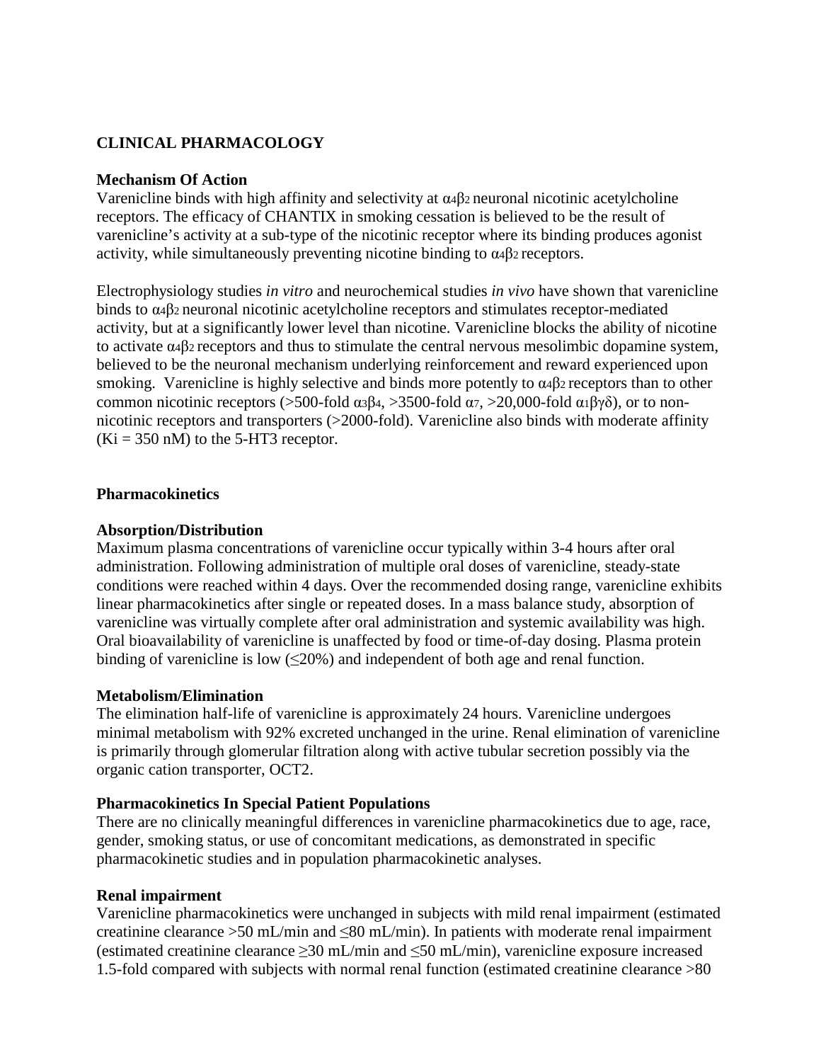## CLINICAL PHARMACOLOGY

### Mechanism Of Action

Varenicline binds with high affinity and selectivity at $\alpha_4\beta_2$ neuronal nicotinic acetylcholine receptors. The efficacy of CHANTIX in smoking cessation is believed to be the result of varenicline's activity at a sub-type of the nicotinic receptor where its binding produces agonist activity, while simultaneously preventing nicotine binding to $\alpha_4\beta_2$ receptors.

Electrophysiology studies *in vitro* and neurochemical studies *in vivo* have shown that varenicline binds to $\alpha_4\beta_2$ neuronal nicotinic acetylcholine receptors and stimulates receptor-mediated activity, but at a significantly lower level than nicotine. Varenicline blocks the ability of nicotine to activate $\alpha_4\beta_2$ receptors and thus to stimulate the central nervous mesolimbic dopamine system, believed to be the neuronal mechanism underlying reinforcement and reward experienced upon smoking. Varenicline is highly selective and binds more potently to $\alpha_4\beta_2$ receptors than to other common nicotinic receptors (>500-fold $\alpha_3\beta_4$, >3500-fold $\alpha_7$, >20,000-fold $\alpha_1\beta\gamma\delta$), or to non-nicotinic receptors and transporters (>2000-fold). Varenicline also binds with moderate affinity (Ki = 350 nM) to the 5-HT3 receptor.

### Pharmacokinetics

#### Absorption/Distribution

Maximum plasma concentrations of varenicline occur typically within 3-4 hours after oral administration. Following administration of multiple oral doses of varenicline, steady-state conditions were reached within 4 days. Over the recommended dosing range, varenicline exhibits linear pharmacokinetics after single or repeated doses. In a mass balance study, absorption of varenicline was virtually complete after oral administration and systemic availability was high. Oral bioavailability of varenicline is unaffected by food or time-of-day dosing. Plasma protein binding of varenicline is low (≤20%) and independent of both age and renal function.

#### Metabolism/Elimination

The elimination half-life of varenicline is approximately 24 hours. Varenicline undergoes minimal metabolism with 92% excreted unchanged in the urine. Renal elimination of varenicline is primarily through glomerular filtration along with active tubular secretion possibly via the organic cation transporter, OCT2.

#### Pharmacokinetics In Special Patient Populations

There are no clinically meaningful differences in varenicline pharmacokinetics due to age, race, gender, smoking status, or use of concomitant medications, as demonstrated in specific pharmacokinetic studies and in population pharmacokinetic analyses.

#### Renal impairment

Varenicline pharmacokinetics were unchanged in subjects with mild renal impairment (estimated creatinine clearance >50 mL/min and ≤80 mL/min). In patients with moderate renal impairment (estimated creatinine clearance ≥30 mL/min and ≤50 mL/min), varenicline exposure increased 1.5-fold compared with subjects with normal renal function (estimated creatinine clearance >80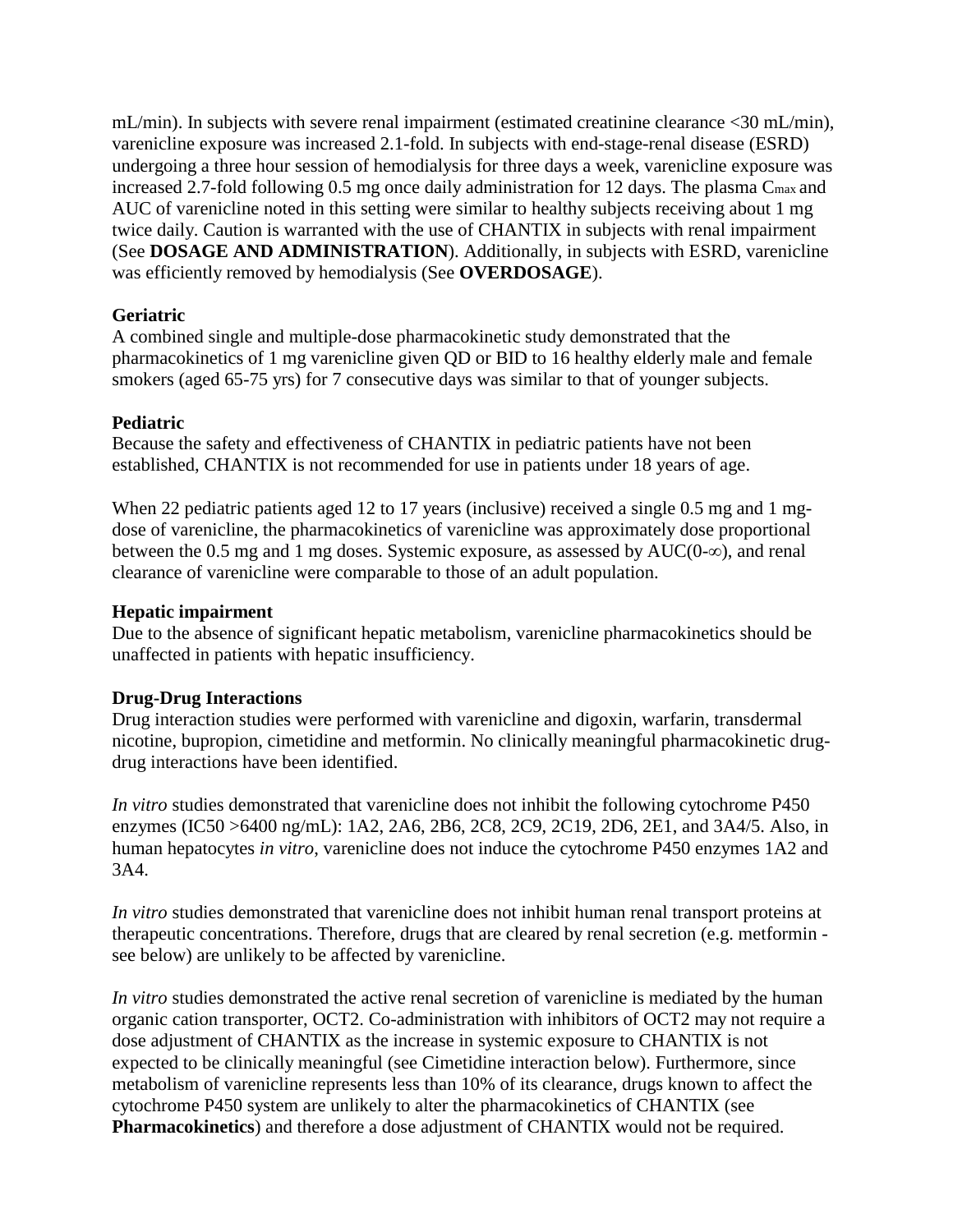mL/min). In subjects with severe renal impairment (estimated creatinine clearance <30 mL/min), varenicline exposure was increased 2.1-fold. In subjects with end-stage-renal disease (ESRD) undergoing a three hour session of hemodialysis for three days a week, varenicline exposure was increased 2.7-fold following 0.5 mg once daily administration for 12 days. The plasma $C_{max}$ and AUC of varenicline noted in this setting were similar to healthy subjects receiving about 1 mg twice daily. Caution is warranted with the use of CHANTIX in subjects with renal impairment (See **DOSAGE AND ADMINISTRATION**). Additionally, in subjects with ESRD, varenicline was efficiently removed by hemodialysis (See **OVERDOSAGE**).

**Geriatric**

A combined single and multiple-dose pharmacokinetic study demonstrated that the pharmacokinetics of 1 mg varenicline given QD or BID to 16 healthy elderly male and female smokers (aged 65-75 yrs) for 7 consecutive days was similar to that of younger subjects.

**Pediatric**

Because the safety and effectiveness of CHANTIX in pediatric patients have not been established, CHANTIX is not recommended for use in patients under 18 years of age.

When 22 pediatric patients aged 12 to 17 years (inclusive) received a single 0.5 mg and 1 mg-dose of varenicline, the pharmacokinetics of varenicline was approximately dose proportional between the 0.5 mg and 1 mg doses. Systemic exposure, as assessed by AUC(0-∞), and renal clearance of varenicline were comparable to those of an adult population.

**Hepatic impairment**

Due to the absence of significant hepatic metabolism, varenicline pharmacokinetics should be unaffected in patients with hepatic insufficiency.

**Drug-Drug Interactions**

Drug interaction studies were performed with varenicline and digoxin, warfarin, transdermal nicotine, bupropion, cimetidine and metformin. No clinically meaningful pharmacokinetic drug-drug interactions have been identified.

*In vitro* studies demonstrated that varenicline does not inhibit the following cytochrome P450 enzymes (IC50 >6400 ng/mL): 1A2, 2A6, 2B6, 2C8, 2C9, 2C19, 2D6, 2E1, and 3A4/5. Also, in human hepatocytes *in vitro*, varenicline does not induce the cytochrome P450 enzymes 1A2 and 3A4.

*In vitro* studies demonstrated that varenicline does not inhibit human renal transport proteins at therapeutic concentrations. Therefore, drugs that are cleared by renal secretion (e.g. metformin - see below) are unlikely to be affected by varenicline.

*In vitro* studies demonstrated the active renal secretion of varenicline is mediated by the human organic cation transporter, OCT2. Co-administration with inhibitors of OCT2 may not require a dose adjustment of CHANTIX as the increase in systemic exposure to CHANTIX is not expected to be clinically meaningful (see Cimetidine interaction below). Furthermore, since metabolism of varenicline represents less than 10% of its clearance, drugs known to affect the cytochrome P450 system are unlikely to alter the pharmacokinetics of CHANTIX (see **Pharmacokinetics**) and therefore a dose adjustment of CHANTIX would not be required.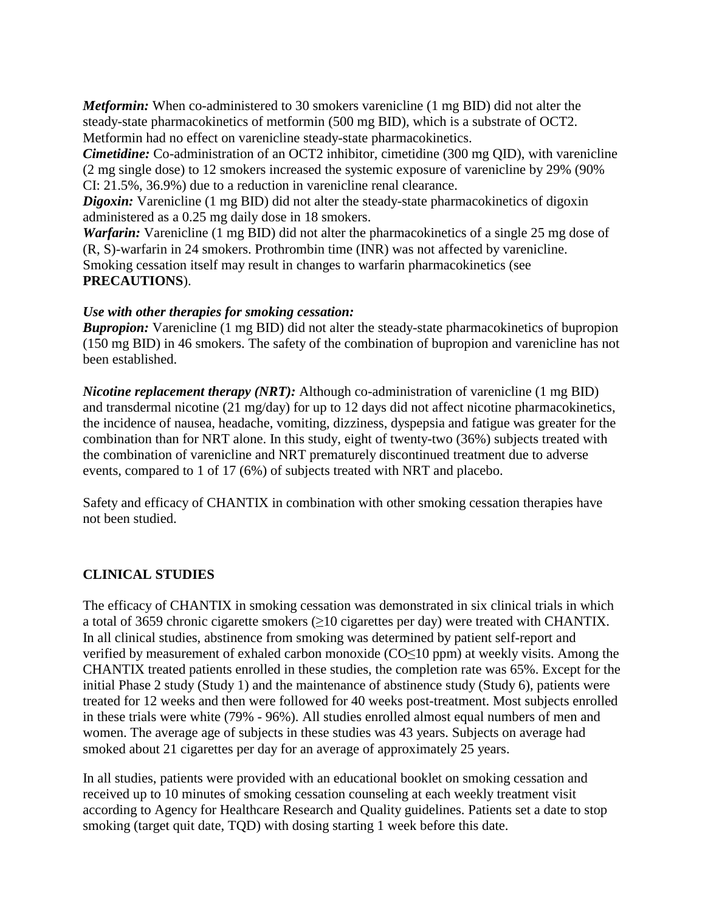***Metformin:*** When co-administered to 30 smokers varenicline (1 mg BID) did not alter the steady-state pharmacokinetics of metformin (500 mg BID), which is a substrate of OCT2. Metformin had no effect on varenicline steady-state pharmacokinetics.
***Cimetidine:*** Co-administration of an OCT2 inhibitor, cimetidine (300 mg QID), with varenicline (2 mg single dose) to 12 smokers increased the systemic exposure of varenicline by 29% (90% CI: 21.5%, 36.9%) due to a reduction in varenicline renal clearance.
***Digoxin:*** Varenicline (1 mg BID) did not alter the steady-state pharmacokinetics of digoxin administered as a 0.25 mg daily dose in 18 smokers.
***Warfarin:*** Varenicline (1 mg BID) did not alter the pharmacokinetics of a single 25 mg dose of (R, S)-warfarin in 24 smokers. Prothrombin time (INR) was not affected by varenicline. Smoking cessation itself may result in changes to warfarin pharmacokinetics (see **PRECAUTIONS**).

***Use with other therapies for smoking cessation:***
***Bupropion:*** Varenicline (1 mg BID) did not alter the steady-state pharmacokinetics of bupropion (150 mg BID) in 46 smokers. The safety of the combination of bupropion and varenicline has not been established.

***Nicotine replacement therapy (NRT):*** Although co-administration of varenicline (1 mg BID) and transdermal nicotine (21 mg/day) for up to 12 days did not affect nicotine pharmacokinetics, the incidence of nausea, headache, vomiting, dizziness, dyspepsia and fatigue was greater for the combination than for NRT alone. In this study, eight of twenty-two (36%) subjects treated with the combination of varenicline and NRT prematurely discontinued treatment due to adverse events, compared to 1 of 17 (6%) of subjects treated with NRT and placebo.

Safety and efficacy of CHANTIX in combination with other smoking cessation therapies have not been studied.

## CLINICAL STUDIES

The efficacy of CHANTIX in smoking cessation was demonstrated in six clinical trials in which a total of 3659 chronic cigarette smokers (≥10 cigarettes per day) were treated with CHANTIX. In all clinical studies, abstinence from smoking was determined by patient self-report and verified by measurement of exhaled carbon monoxide (CO≤10 ppm) at weekly visits. Among the CHANTIX treated patients enrolled in these studies, the completion rate was 65%. Except for the initial Phase 2 study (Study 1) and the maintenance of abstinence study (Study 6), patients were treated for 12 weeks and then were followed for 40 weeks post-treatment. Most subjects enrolled in these trials were white (79% - 96%). All studies enrolled almost equal numbers of men and women. The average age of subjects in these studies was 43 years. Subjects on average had smoked about 21 cigarettes per day for an average of approximately 25 years.

In all studies, patients were provided with an educational booklet on smoking cessation and received up to 10 minutes of smoking cessation counseling at each weekly treatment visit according to Agency for Healthcare Research and Quality guidelines. Patients set a date to stop smoking (target quit date, TQD) with dosing starting 1 week before this date.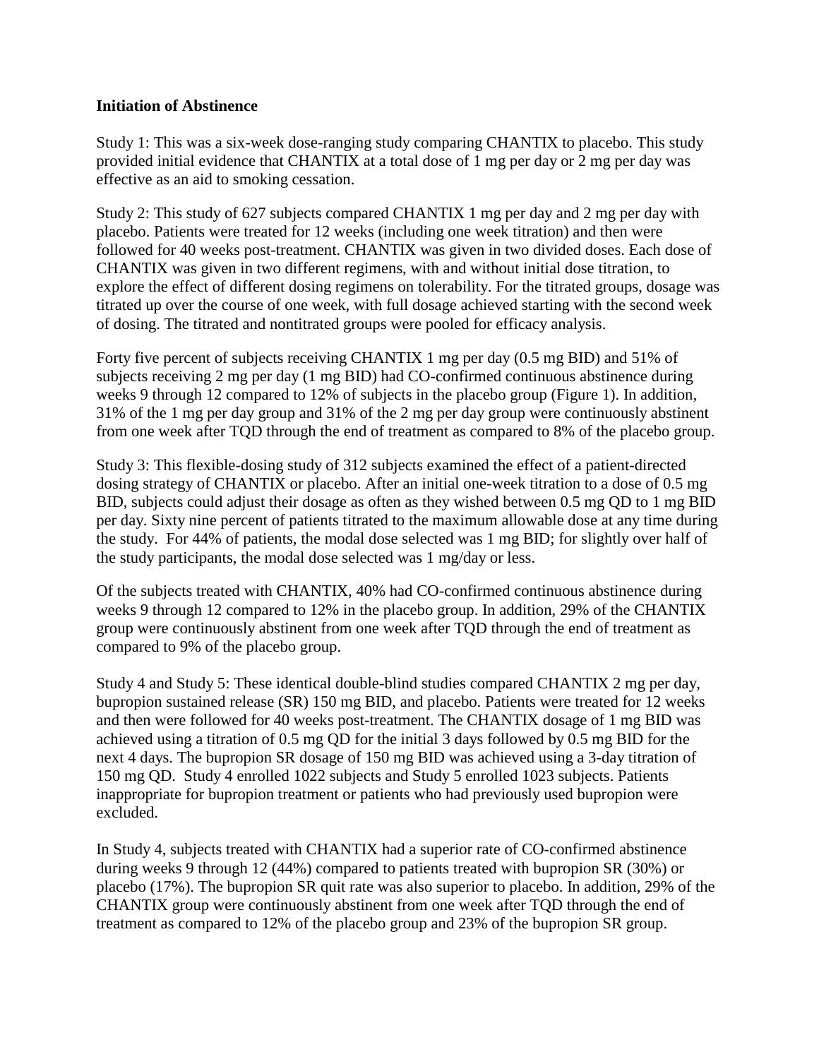**Initiation of Abstinence**

Study 1: This was a six-week dose-ranging study comparing CHANTIX to placebo. This study provided initial evidence that CHANTIX at a total dose of 1 mg per day or 2 mg per day was effective as an aid to smoking cessation.

Study 2: This study of 627 subjects compared CHANTIX 1 mg per day and 2 mg per day with placebo. Patients were treated for 12 weeks (including one week titration) and then were followed for 40 weeks post-treatment. CHANTIX was given in two divided doses. Each dose of CHANTIX was given in two different regimens, with and without initial dose titration, to explore the effect of different dosing regimens on tolerability. For the titrated groups, dosage was titrated up over the course of one week, with full dosage achieved starting with the second week of dosing. The titrated and nontitrated groups were pooled for efficacy analysis.

Forty five percent of subjects receiving CHANTIX 1 mg per day (0.5 mg BID) and 51% of subjects receiving 2 mg per day (1 mg BID) had CO-confirmed continuous abstinence during weeks 9 through 12 compared to 12% of subjects in the placebo group (Figure 1). In addition, 31% of the 1 mg per day group and 31% of the 2 mg per day group were continuously abstinent from one week after TQD through the end of treatment as compared to 8% of the placebo group.

Study 3: This flexible-dosing study of 312 subjects examined the effect of a patient-directed dosing strategy of CHANTIX or placebo. After an initial one-week titration to a dose of 0.5 mg BID, subjects could adjust their dosage as often as they wished between 0.5 mg QD to 1 mg BID per day. Sixty nine percent of patients titrated to the maximum allowable dose at any time during the study. For 44% of patients, the modal dose selected was 1 mg BID; for slightly over half of the study participants, the modal dose selected was 1 mg/day or less.

Of the subjects treated with CHANTIX, 40% had CO-confirmed continuous abstinence during weeks 9 through 12 compared to 12% in the placebo group. In addition, 29% of the CHANTIX group were continuously abstinent from one week after TQD through the end of treatment as compared to 9% of the placebo group.

Study 4 and Study 5: These identical double-blind studies compared CHANTIX 2 mg per day, bupropion sustained release (SR) 150 mg BID, and placebo. Patients were treated for 12 weeks and then were followed for 40 weeks post-treatment. The CHANTIX dosage of 1 mg BID was achieved using a titration of 0.5 mg QD for the initial 3 days followed by 0.5 mg BID for the next 4 days. The bupropion SR dosage of 150 mg BID was achieved using a 3-day titration of 150 mg QD. Study 4 enrolled 1022 subjects and Study 5 enrolled 1023 subjects. Patients inappropriate for bupropion treatment or patients who had previously used bupropion were excluded.

In Study 4, subjects treated with CHANTIX had a superior rate of CO-confirmed abstinence during weeks 9 through 12 (44%) compared to patients treated with bupropion SR (30%) or placebo (17%). The bupropion SR quit rate was also superior to placebo. In addition, 29% of the CHANTIX group were continuously abstinent from one week after TQD through the end of treatment as compared to 12% of the placebo group and 23% of the bupropion SR group.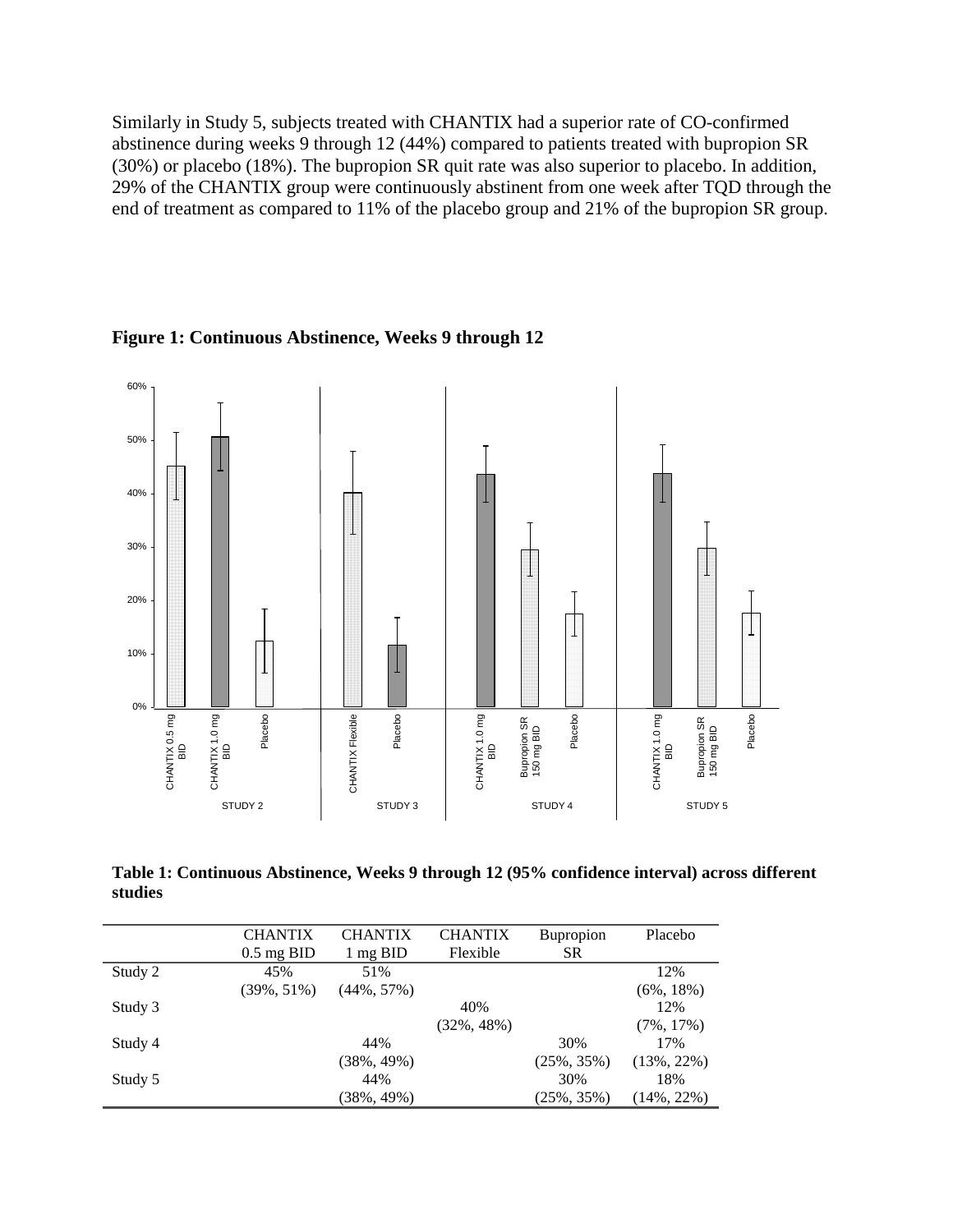Similarly in Study 5, subjects treated with CHANTIX had a superior rate of CO-confirmed abstinence during weeks 9 through 12 (44%) compared to patients treated with bupropion SR (30%) or placebo (18%). The bupropion SR quit rate was also superior to placebo. In addition, 29% of the CHANTIX group were continuously abstinent from one week after TQD through the end of treatment as compared to 11% of the placebo group and 21% of the bupropion SR group.

**Figure 1: Continuous Abstinence, Weeks 9 through 12**

**Table 1: Continuous Abstinence, Weeks 9 through 12 (95% confidence interval) across different studies**

| | CHANTIX 0.5 mg BID | CHANTIX 1 mg BID | CHANTIX Flexible | Bupropion SR | Placebo |
|---|---|---|---|---|---|
| Study 2 | 45% (39%, 51%) | 51% (44%, 57%) | | | 12% (6%, 18%) |
| Study 3 | | | 40% (32%, 48%) | | 12% (7%, 17%) |
| Study 4 | | 44% (38%, 49%) | | 30% (25%, 35%) | 17% (13%, 22%) |
| Study 5 | | 44% (38%, 49%) | | 30% (25%, 35%) | 18% (14%, 22%) |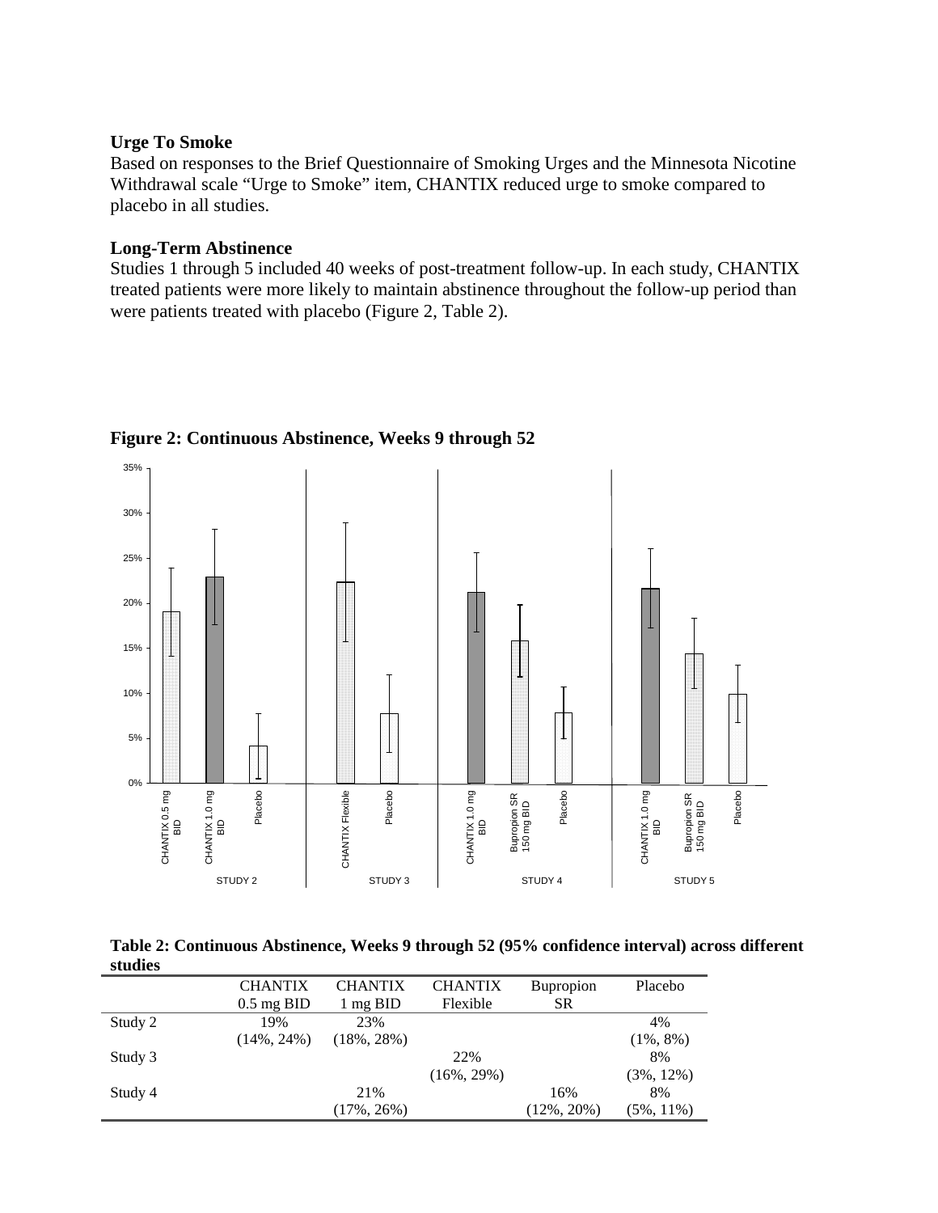### Urge To Smoke

Based on responses to the Brief Questionnaire of Smoking Urges and the Minnesota Nicotine Withdrawal scale "Urge to Smoke" item, CHANTIX reduced urge to smoke compared to placebo in all studies.

### Long-Term Abstinence

Studies 1 through 5 included 40 weeks of post-treatment follow-up. In each study, CHANTIX treated patients were more likely to maintain abstinence throughout the follow-up period than were patients treated with placebo (Figure 2, Table 2).

**Figure 2: Continuous Abstinence, Weeks 9 through 52**

**Table 2: Continuous Abstinence, Weeks 9 through 52 (95% confidence interval) across different studies**

| | CHANTIX 0.5 mg BID | CHANTIX 1 mg BID | CHANTIX Flexible | Bupropion SR | Placebo |
|---|---|---|---|---|---|
| Study 2 | 19% (14%, 24%) | 23% (18%, 28%) | | | 4% (1%, 8%) |
| Study 3 | | | 22% (16%, 29%) | | 8% (3%, 12%) |
| Study 4 | | 21% (17%, 26%) | | 16% (12%, 20%) | 8% (5%, 11%) |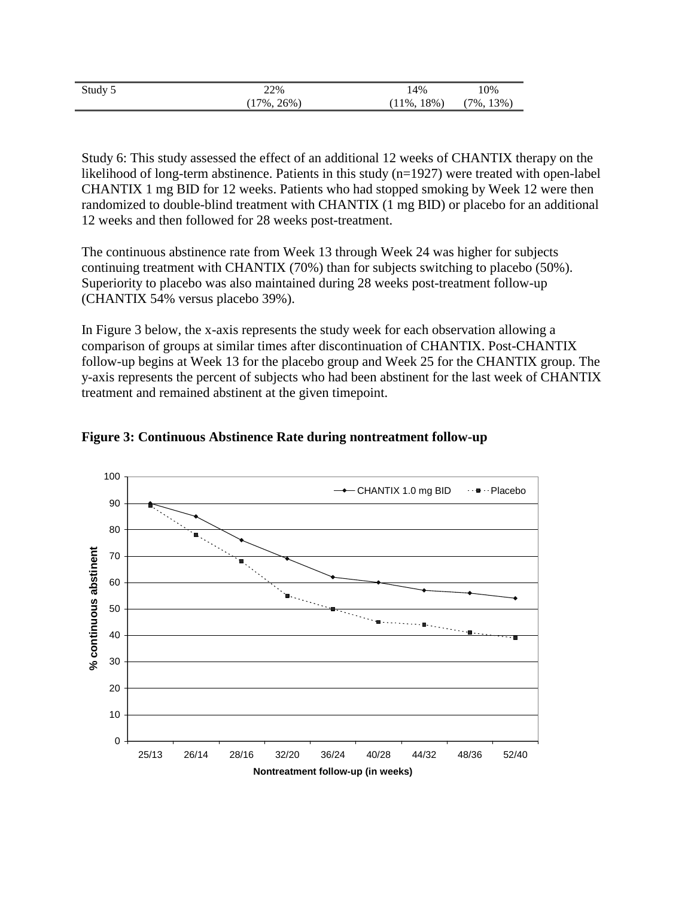| | | | |
|---|---|---|---|
| Study 5 | 22%<br>(17%, 26%) | 14%<br>(11%, 18%) | 10%<br>(7%, 13%) |

Study 6: This study assessed the effect of an additional 12 weeks of CHANTIX therapy on the likelihood of long-term abstinence. Patients in this study (n=1927) were treated with open-label CHANTIX 1 mg BID for 12 weeks. Patients who had stopped smoking by Week 12 were then randomized to double-blind treatment with CHANTIX (1 mg BID) or placebo for an additional 12 weeks and then followed for 28 weeks post-treatment.

The continuous abstinence rate from Week 13 through Week 24 was higher for subjects continuing treatment with CHANTIX (70%) than for subjects switching to placebo (50%). Superiority to placebo was also maintained during 28 weeks post-treatment follow-up (CHANTIX 54% versus placebo 39%).

In Figure 3 below, the x-axis represents the study week for each observation allowing a comparison of groups at similar times after discontinuation of CHANTIX. Post-CHANTIX follow-up begins at Week 13 for the placebo group and Week 25 for the CHANTIX group. The y-axis represents the percent of subjects who had been abstinent for the last week of CHANTIX treatment and remained abstinent at the given timepoint.

**Figure 3: Continuous Abstinence Rate during nontreatment follow-up**

| Nontreatment follow-up (in weeks) | CHANTIX 1.0 mg BID (% continuous abstinent) | Placebo (% continuous abstinent) |
|---|---|---|
| 25/13 | 90 | 89 |
| 26/14 | 85 | 78 |
| 28/16 | 76 | 68 |
| 32/20 | 69 | 55 |
| 36/24 | 62 | 50 |
| 40/28 | 60 | 45 |
| 44/32 | 57 | 44 |
| 48/36 | 56 | 41 |
| 52/40 | 54 | 39 |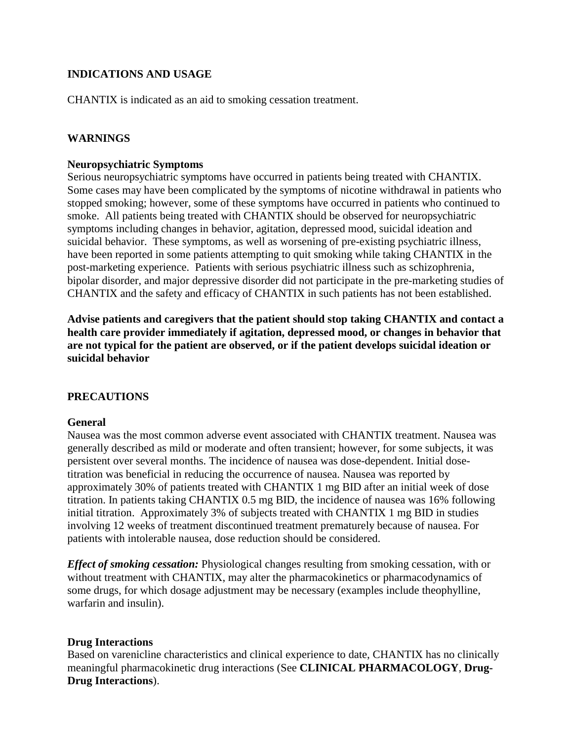## INDICATIONS AND USAGE

CHANTIX is indicated as an aid to smoking cessation treatment.

## WARNINGS

### Neuropsychiatric Symptoms

Serious neuropsychiatric symptoms have occurred in patients being treated with CHANTIX. Some cases may have been complicated by the symptoms of nicotine withdrawal in patients who stopped smoking; however, some of these symptoms have occurred in patients who continued to smoke. All patients being treated with CHANTIX should be observed for neuropsychiatric symptoms including changes in behavior, agitation, depressed mood, suicidal ideation and suicidal behavior. These symptoms, as well as worsening of pre-existing psychiatric illness, have been reported in some patients attempting to quit smoking while taking CHANTIX in the post-marketing experience. Patients with serious psychiatric illness such as schizophrenia, bipolar disorder, and major depressive disorder did not participate in the pre-marketing studies of CHANTIX and the safety and efficacy of CHANTIX in such patients has not been established.

**Advise patients and caregivers that the patient should stop taking CHANTIX and contact a health care provider immediately if agitation, depressed mood, or changes in behavior that are not typical for the patient are observed, or if the patient develops suicidal ideation or suicidal behavior**

## PRECAUTIONS

### General

Nausea was the most common adverse event associated with CHANTIX treatment. Nausea was generally described as mild or moderate and often transient; however, for some subjects, it was persistent over several months. The incidence of nausea was dose-dependent. Initial dose-titration was beneficial in reducing the occurrence of nausea. Nausea was reported by approximately 30% of patients treated with CHANTIX 1 mg BID after an initial week of dose titration. In patients taking CHANTIX 0.5 mg BID, the incidence of nausea was 16% following initial titration. Approximately 3% of subjects treated with CHANTIX 1 mg BID in studies involving 12 weeks of treatment discontinued treatment prematurely because of nausea. For patients with intolerable nausea, dose reduction should be considered.

***Effect of smoking cessation:*** Physiological changes resulting from smoking cessation, with or without treatment with CHANTIX, may alter the pharmacokinetics or pharmacodynamics of some drugs, for which dosage adjustment may be necessary (examples include theophylline, warfarin and insulin).

### Drug Interactions

Based on varenicline characteristics and clinical experience to date, CHANTIX has no clinically meaningful pharmacokinetic drug interactions (See **CLINICAL PHARMACOLOGY**, **Drug-Drug Interactions**).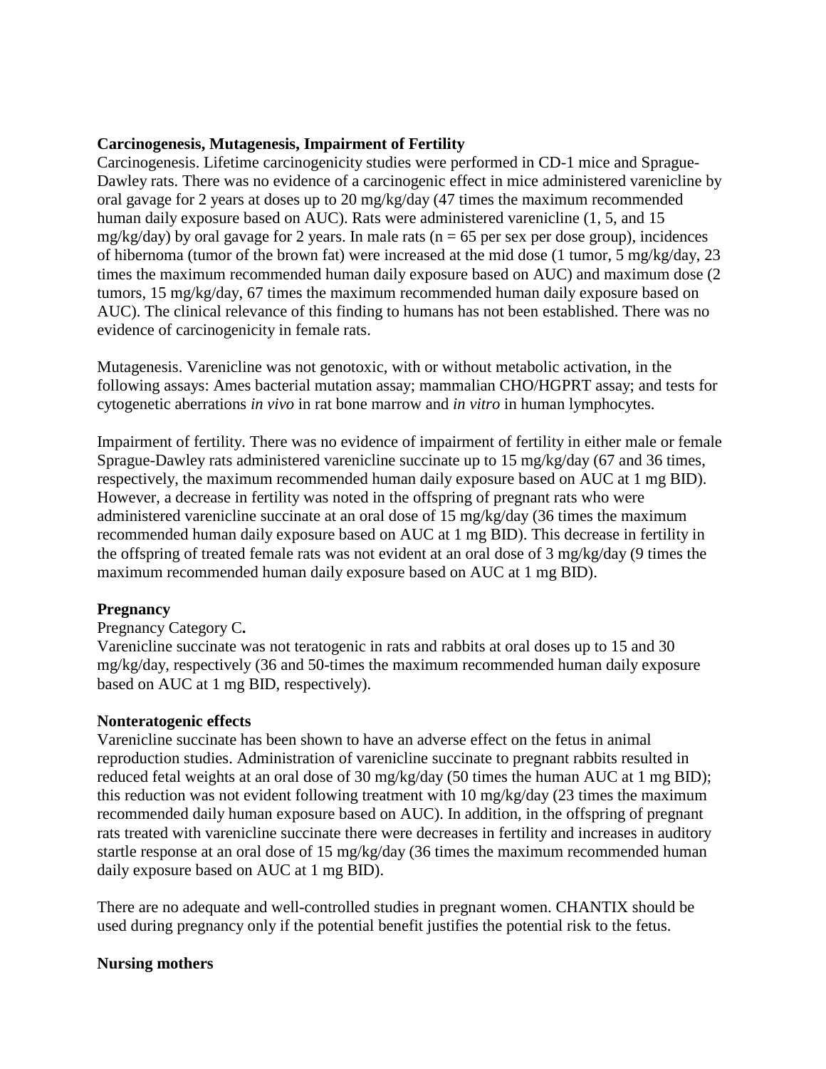**Carcinogenesis, Mutagenesis, Impairment of Fertility**

Carcinogenesis. Lifetime carcinogenicity studies were performed in CD-1 mice and Sprague-Dawley rats. There was no evidence of a carcinogenic effect in mice administered varenicline by oral gavage for 2 years at doses up to 20 mg/kg/day (47 times the maximum recommended human daily exposure based on AUC). Rats were administered varenicline (1, 5, and 15 mg/kg/day) by oral gavage for 2 years. In male rats (n = 65 per sex per dose group), incidences of hibernoma (tumor of the brown fat) were increased at the mid dose (1 tumor, 5 mg/kg/day, 23 times the maximum recommended human daily exposure based on AUC) and maximum dose (2 tumors, 15 mg/kg/day, 67 times the maximum recommended human daily exposure based on AUC). The clinical relevance of this finding to humans has not been established. There was no evidence of carcinogenicity in female rats.

Mutagenesis. Varenicline was not genotoxic, with or without metabolic activation, in the following assays: Ames bacterial mutation assay; mammalian CHO/HGPRT assay; and tests for cytogenetic aberrations *in vivo* in rat bone marrow and *in vitro* in human lymphocytes.

Impairment of fertility. There was no evidence of impairment of fertility in either male or female Sprague-Dawley rats administered varenicline succinate up to 15 mg/kg/day (67 and 36 times, respectively, the maximum recommended human daily exposure based on AUC at 1 mg BID). However, a decrease in fertility was noted in the offspring of pregnant rats who were administered varenicline succinate at an oral dose of 15 mg/kg/day (36 times the maximum recommended human daily exposure based on AUC at 1 mg BID). This decrease in fertility in the offspring of treated female rats was not evident at an oral dose of 3 mg/kg/day (9 times the maximum recommended human daily exposure based on AUC at 1 mg BID).

**Pregnancy**

Pregnancy Category C**.**

Varenicline succinate was not teratogenic in rats and rabbits at oral doses up to 15 and 30 mg/kg/day, respectively (36 and 50-times the maximum recommended human daily exposure based on AUC at 1 mg BID, respectively).

**Nonteratogenic effects**

Varenicline succinate has been shown to have an adverse effect on the fetus in animal reproduction studies. Administration of varenicline succinate to pregnant rabbits resulted in reduced fetal weights at an oral dose of 30 mg/kg/day (50 times the human AUC at 1 mg BID); this reduction was not evident following treatment with 10 mg/kg/day (23 times the maximum recommended daily human exposure based on AUC). In addition, in the offspring of pregnant rats treated with varenicline succinate there were decreases in fertility and increases in auditory startle response at an oral dose of 15 mg/kg/day (36 times the maximum recommended human daily exposure based on AUC at 1 mg BID).

There are no adequate and well-controlled studies in pregnant women. CHANTIX should be used during pregnancy only if the potential benefit justifies the potential risk to the fetus.

**Nursing mothers**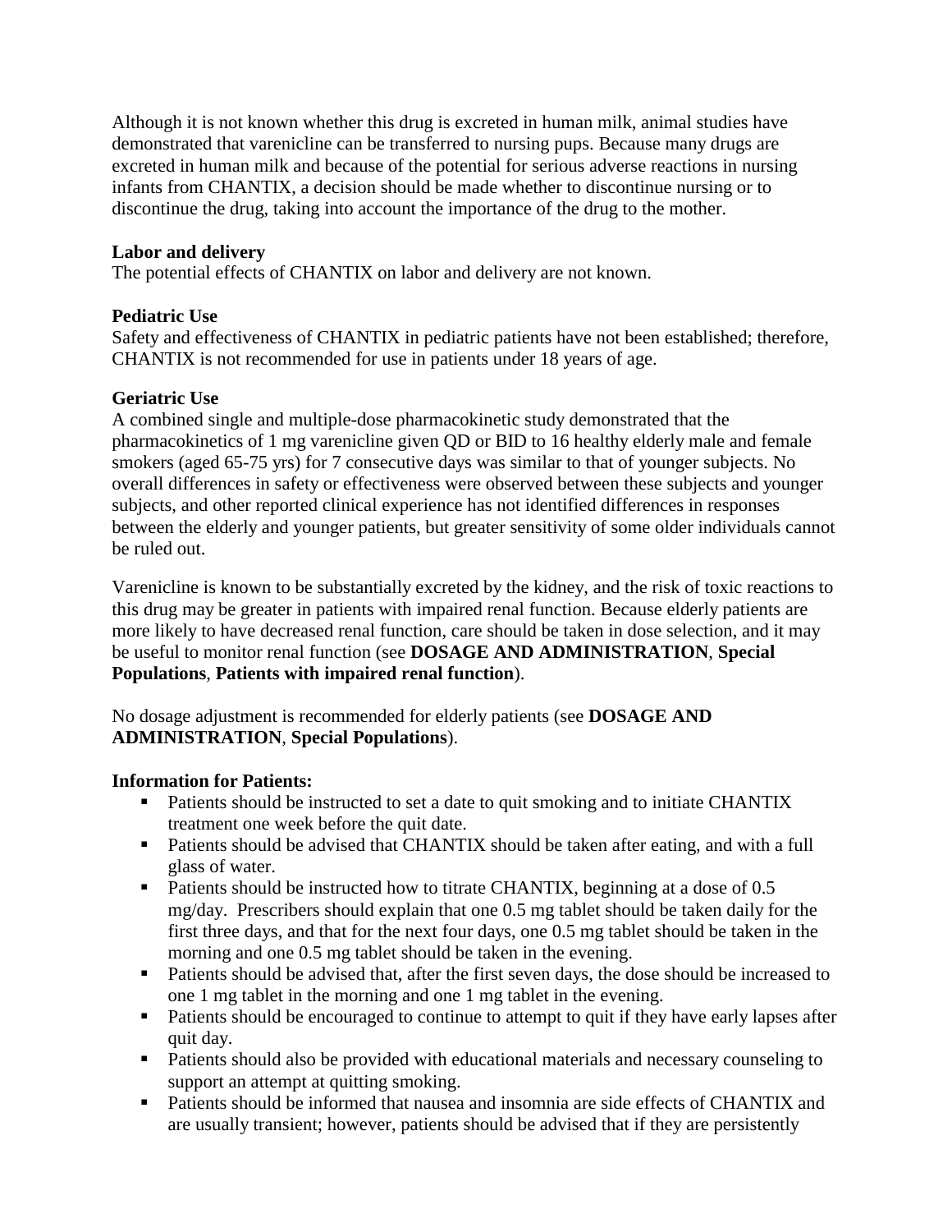Although it is not known whether this drug is excreted in human milk, animal studies have demonstrated that varenicline can be transferred to nursing pups. Because many drugs are excreted in human milk and because of the potential for serious adverse reactions in nursing infants from CHANTIX, a decision should be made whether to discontinue nursing or to discontinue the drug, taking into account the importance of the drug to the mother.

**Labor and delivery**
The potential effects of CHANTIX on labor and delivery are not known.

**Pediatric Use**
Safety and effectiveness of CHANTIX in pediatric patients have not been established; therefore, CHANTIX is not recommended for use in patients under 18 years of age.

**Geriatric Use**
A combined single and multiple-dose pharmacokinetic study demonstrated that the pharmacokinetics of 1 mg varenicline given QD or BID to 16 healthy elderly male and female smokers (aged 65-75 yrs) for 7 consecutive days was similar to that of younger subjects. No overall differences in safety or effectiveness were observed between these subjects and younger subjects, and other reported clinical experience has not identified differences in responses between the elderly and younger patients, but greater sensitivity of some older individuals cannot be ruled out.

Varenicline is known to be substantially excreted by the kidney, and the risk of toxic reactions to this drug may be greater in patients with impaired renal function. Because elderly patients are more likely to have decreased renal function, care should be taken in dose selection, and it may be useful to monitor renal function (see **DOSAGE AND ADMINISTRATION**, **Special Populations**, **Patients with impaired renal function**).

No dosage adjustment is recommended for elderly patients (see **DOSAGE AND ADMINISTRATION**, **Special Populations**).

**Information for Patients:**

- Patients should be instructed to set a date to quit smoking and to initiate CHANTIX treatment one week before the quit date.
- Patients should be advised that CHANTIX should be taken after eating, and with a full glass of water.
- Patients should be instructed how to titrate CHANTIX, beginning at a dose of 0.5 mg/day. Prescribers should explain that one 0.5 mg tablet should be taken daily for the first three days, and that for the next four days, one 0.5 mg tablet should be taken in the morning and one 0.5 mg tablet should be taken in the evening.
- Patients should be advised that, after the first seven days, the dose should be increased to one 1 mg tablet in the morning and one 1 mg tablet in the evening.
- Patients should be encouraged to continue to attempt to quit if they have early lapses after quit day.
- Patients should also be provided with educational materials and necessary counseling to support an attempt at quitting smoking.
- Patients should be informed that nausea and insomnia are side effects of CHANTIX and are usually transient; however, patients should be advised that if they are persistently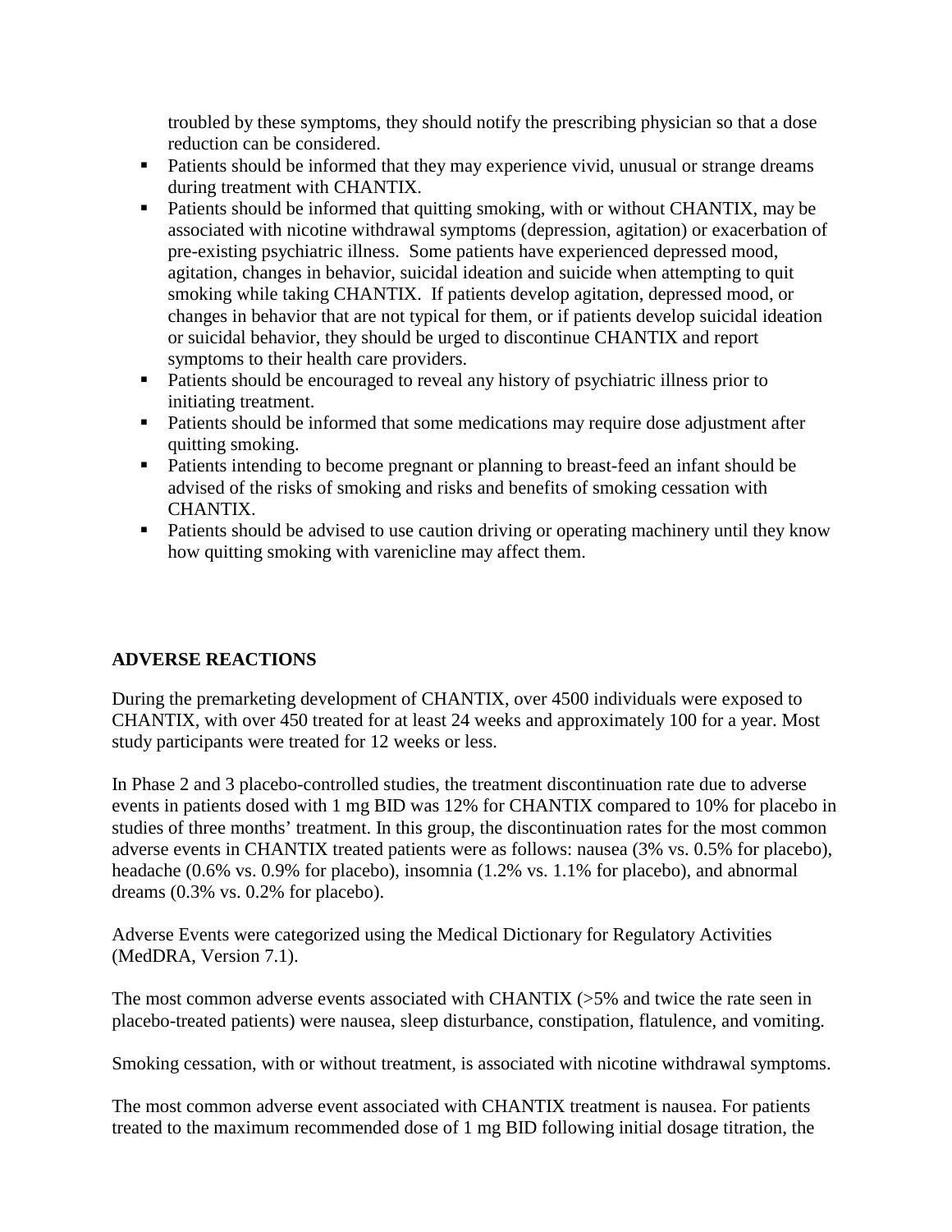troubled by these symptoms, they should notify the prescribing physician so that a dose reduction can be considered.

- Patients should be informed that they may experience vivid, unusual or strange dreams during treatment with CHANTIX.
- Patients should be informed that quitting smoking, with or without CHANTIX, may be associated with nicotine withdrawal symptoms (depression, agitation) or exacerbation of pre-existing psychiatric illness. Some patients have experienced depressed mood, agitation, changes in behavior, suicidal ideation and suicide when attempting to quit smoking while taking CHANTIX. If patients develop agitation, depressed mood, or changes in behavior that are not typical for them, or if patients develop suicidal ideation or suicidal behavior, they should be urged to discontinue CHANTIX and report symptoms to their health care providers.
- Patients should be encouraged to reveal any history of psychiatric illness prior to initiating treatment.
- Patients should be informed that some medications may require dose adjustment after quitting smoking.
- Patients intending to become pregnant or planning to breast-feed an infant should be advised of the risks of smoking and risks and benefits of smoking cessation with CHANTIX.
- Patients should be advised to use caution driving or operating machinery until they know how quitting smoking with varenicline may affect them.

## ADVERSE REACTIONS

During the premarketing development of CHANTIX, over 4500 individuals were exposed to CHANTIX, with over 450 treated for at least 24 weeks and approximately 100 for a year. Most study participants were treated for 12 weeks or less.

In Phase 2 and 3 placebo-controlled studies, the treatment discontinuation rate due to adverse events in patients dosed with 1 mg BID was 12% for CHANTIX compared to 10% for placebo in studies of three months' treatment. In this group, the discontinuation rates for the most common adverse events in CHANTIX treated patients were as follows: nausea (3% vs. 0.5% for placebo), headache (0.6% vs. 0.9% for placebo), insomnia (1.2% vs. 1.1% for placebo), and abnormal dreams (0.3% vs. 0.2% for placebo).

Adverse Events were categorized using the Medical Dictionary for Regulatory Activities (MedDRA, Version 7.1).

The most common adverse events associated with CHANTIX (>5% and twice the rate seen in placebo-treated patients) were nausea, sleep disturbance, constipation, flatulence, and vomiting.

Smoking cessation, with or without treatment, is associated with nicotine withdrawal symptoms.

The most common adverse event associated with CHANTIX treatment is nausea. For patients treated to the maximum recommended dose of 1 mg BID following initial dosage titration, the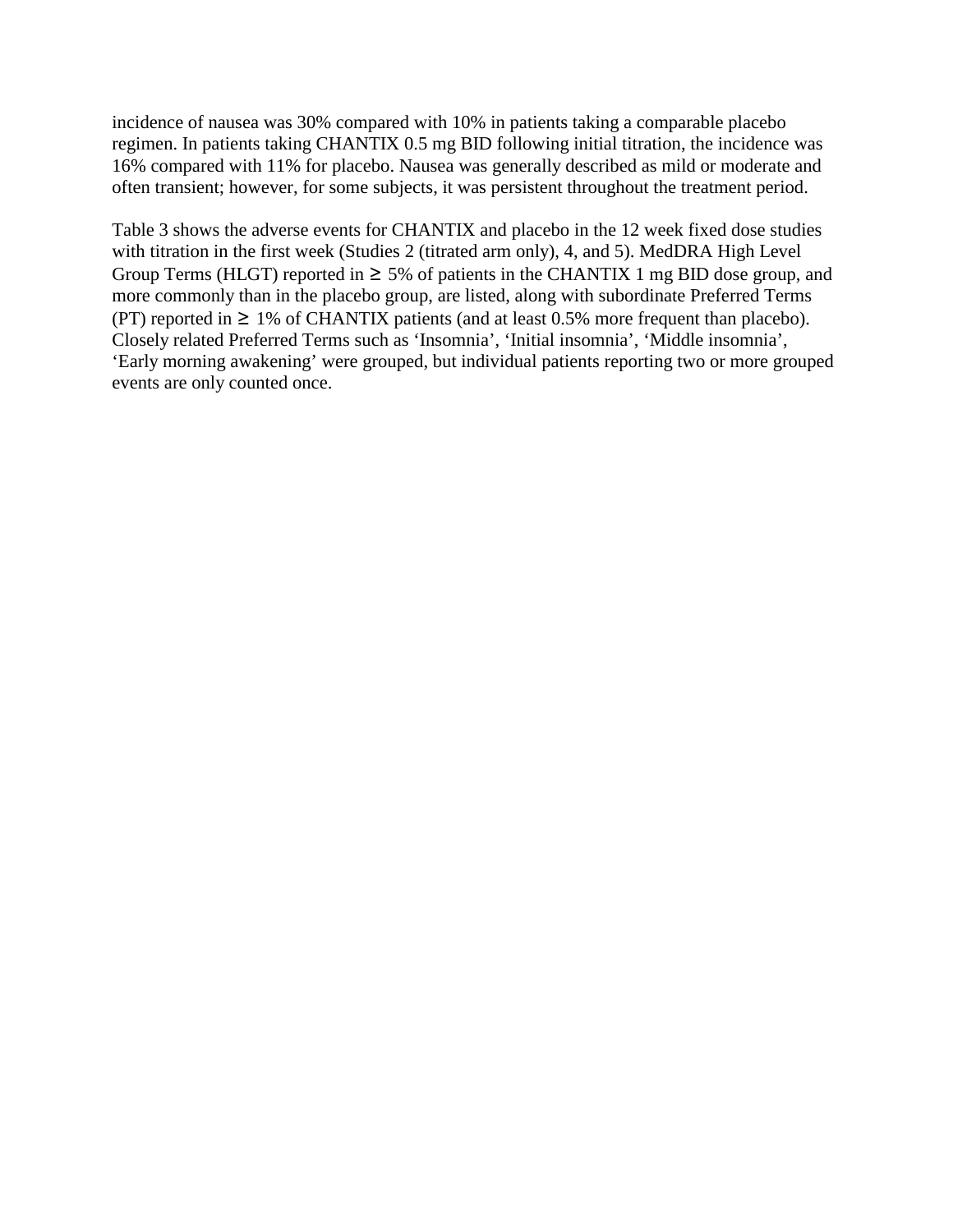incidence of nausea was 30% compared with 10% in patients taking a comparable placebo regimen. In patients taking CHANTIX 0.5 mg BID following initial titration, the incidence was 16% compared with 11% for placebo. Nausea was generally described as mild or moderate and often transient; however, for some subjects, it was persistent throughout the treatment period.

Table 3 shows the adverse events for CHANTIX and placebo in the 12 week fixed dose studies with titration in the first week (Studies 2 (titrated arm only), 4, and 5). MedDRA High Level Group Terms (HLGT) reported in ≥ 5% of patients in the CHANTIX 1 mg BID dose group, and more commonly than in the placebo group, are listed, along with subordinate Preferred Terms (PT) reported in ≥ 1% of CHANTIX patients (and at least 0.5% more frequent than placebo). Closely related Preferred Terms such as 'Insomnia', 'Initial insomnia', 'Middle insomnia', 'Early morning awakening' were grouped, but individual patients reporting two or more grouped events are only counted once.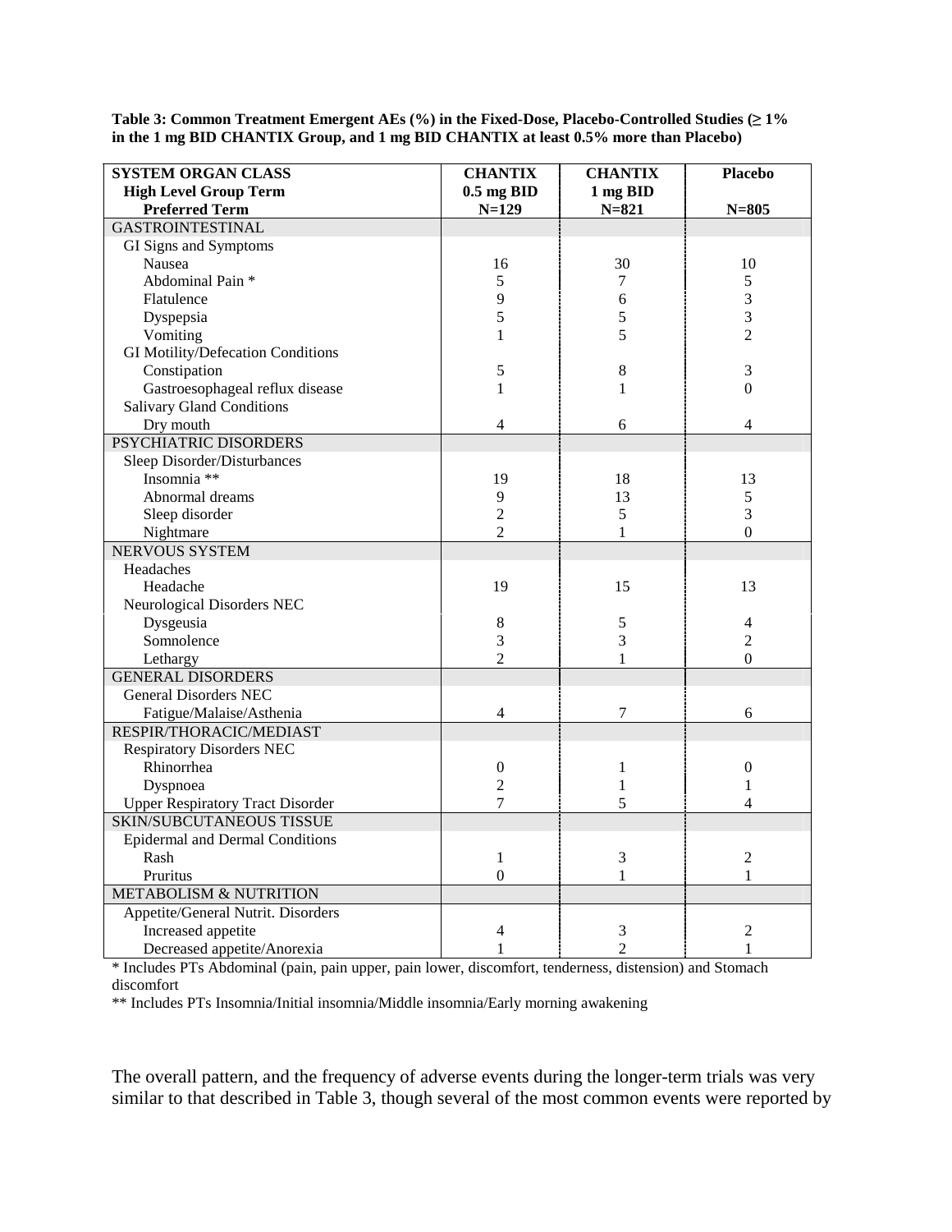**Table 3: Common Treatment Emergent AEs (%) in the Fixed-Dose, Placebo-Controlled Studies (≥ 1% in the 1 mg BID CHANTIX Group, and 1 mg BID CHANTIX at least 0.5% more than Placebo)**

| SYSTEM ORGAN CLASS<br>High Level Group Term<br>Preferred Term | CHANTIX<br>0.5 mg BID<br>N=129 | CHANTIX<br>1 mg BID<br>N=821 | Placebo<br><br>N=805 |
|---|---|---|---|
| GASTROINTESTINAL | | | |
| GI Signs and Symptoms | | | |
| Nausea | 16 | 30 | 10 |
| Abdominal Pain * | 5 | 7 | 5 |
| Flatulence | 9 | 6 | 3 |
| Dyspepsia | 5 | 5 | 3 |
| Vomiting | 1 | 5 | 2 |
| GI Motility/Defecation Conditions | | | |
| Constipation | 5 | 8 | 3 |
| Gastroesophageal reflux disease | 1 | 1 | 0 |
| Salivary Gland Conditions | | | |
| Dry mouth | 4 | 6 | 4 |
| PSYCHIATRIC DISORDERS | | | |
| Sleep Disorder/Disturbances | | | |
| Insomnia ** | 19 | 18 | 13 |
| Abnormal dreams | 9 | 13 | 5 |
| Sleep disorder | 2 | 5 | 3 |
| Nightmare | 2 | 1 | 0 |
| NERVOUS SYSTEM | | | |
| Headaches | | | |
| Headache | 19 | 15 | 13 |
| Neurological Disorders NEC | | | |
| Dysgeusia | 8 | 5 | 4 |
| Somnolence | 3 | 3 | 2 |
| Lethargy | 2 | 1 | 0 |
| GENERAL DISORDERS | | | |
| General Disorders NEC | | | |
| Fatigue/Malaise/Asthenia | 4 | 7 | 6 |
| RESPIR/THORACIC/MEDIAST | | | |
| Respiratory Disorders NEC | | | |
| Rhinorrhea | 0 | 1 | 0 |
| Dyspnoea | 2 | 1 | 1 |
| Upper Respiratory Tract Disorder | 7 | 5 | 4 |
| SKIN/SUBCUTANEOUS TISSUE | | | |
| Epidermal and Dermal Conditions | | | |
| Rash | 1 | 3 | 2 |
| Pruritus | 0 | 1 | 1 |
| METABOLISM & NUTRITION | | | |
| Appetite/General Nutrit. Disorders | | | |
| Increased appetite | 4 | 3 | 2 |
| Decreased appetite/Anorexia | 1 | 2 | 1 |

* Includes PTs Abdominal (pain, pain upper, pain lower, discomfort, tenderness, distension) and Stomach discomfort

** Includes PTs Insomnia/Initial insomnia/Middle insomnia/Early morning awakening

The overall pattern, and the frequency of adverse events during the longer-term trials was very similar to that described in Table 3, though several of the most common events were reported by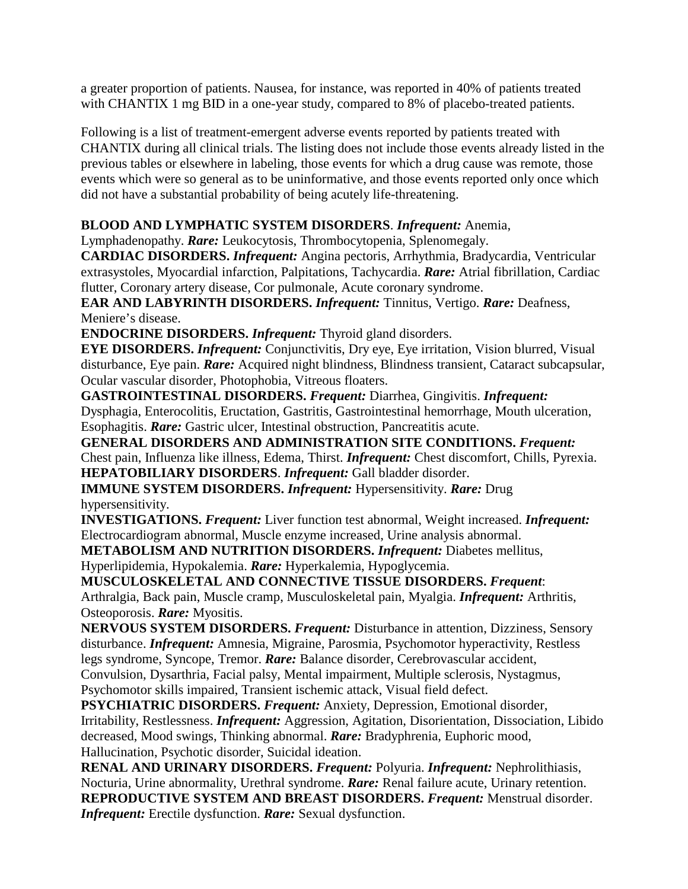a greater proportion of patients. Nausea, for instance, was reported in 40% of patients treated with CHANTIX 1 mg BID in a one-year study, compared to 8% of placebo-treated patients.

Following is a list of treatment-emergent adverse events reported by patients treated with CHANTIX during all clinical trials. The listing does not include those events already listed in the previous tables or elsewhere in labeling, those events for which a drug cause was remote, those events which were so general as to be uninformative, and those events reported only once which did not have a substantial probability of being acutely life-threatening.

**BLOOD AND LYMPHATIC SYSTEM DISORDERS**. ***Infrequent:*** Anemia, Lymphadenopathy. ***Rare:*** Leukocytosis, Thrombocytopenia, Splenomegaly.
**CARDIAC DISORDERS.** ***Infrequent:*** Angina pectoris, Arrhythmia, Bradycardia, Ventricular extrasystoles, Myocardial infarction, Palpitations, Tachycardia. ***Rare:*** Atrial fibrillation, Cardiac flutter, Coronary artery disease, Cor pulmonale, Acute coronary syndrome.
**EAR AND LABYRINTH DISORDERS.** ***Infrequent:*** Tinnitus, Vertigo. ***Rare:*** Deafness, Meniere's disease.
**ENDOCRINE DISORDERS.** ***Infrequent:*** Thyroid gland disorders.
**EYE DISORDERS.** ***Infrequent:*** Conjunctivitis, Dry eye, Eye irritation, Vision blurred, Visual disturbance, Eye pain. ***Rare:*** Acquired night blindness, Blindness transient, Cataract subcapsular, Ocular vascular disorder, Photophobia, Vitreous floaters.
**GASTROINTESTINAL DISORDERS.** ***Frequent:*** Diarrhea, Gingivitis. ***Infrequent:*** Dysphagia, Enterocolitis, Eructation, Gastritis, Gastrointestinal hemorrhage, Mouth ulceration, Esophagitis. ***Rare:*** Gastric ulcer, Intestinal obstruction, Pancreatitis acute.
**GENERAL DISORDERS AND ADMINISTRATION SITE CONDITIONS.** ***Frequent:*** Chest pain, Influenza like illness, Edema, Thirst. ***Infrequent:*** Chest discomfort, Chills, Pyrexia.
**HEPATOBILIARY DISORDERS**. ***Infrequent:*** Gall bladder disorder.
**IMMUNE SYSTEM DISORDERS.** ***Infrequent:*** Hypersensitivity. ***Rare:*** Drug hypersensitivity.
**INVESTIGATIONS.** ***Frequent:*** Liver function test abnormal, Weight increased. ***Infrequent:*** Electrocardiogram abnormal, Muscle enzyme increased, Urine analysis abnormal.
**METABOLISM AND NUTRITION DISORDERS.** ***Infrequent:*** Diabetes mellitus, Hyperlipidemia, Hypokalemia. ***Rare:*** Hyperkalemia, Hypoglycemia.
**MUSCULOSKELETAL AND CONNECTIVE TISSUE DISORDERS.** ***Frequent***: Arthralgia, Back pain, Muscle cramp, Musculoskeletal pain, Myalgia. ***Infrequent:*** Arthritis, Osteoporosis. ***Rare:*** Myositis.
**NERVOUS SYSTEM DISORDERS.** ***Frequent:*** Disturbance in attention, Dizziness, Sensory disturbance. ***Infrequent:*** Amnesia, Migraine, Parosmia, Psychomotor hyperactivity, Restless legs syndrome, Syncope, Tremor. ***Rare:*** Balance disorder, Cerebrovascular accident, Convulsion, Dysarthria, Facial palsy, Mental impairment, Multiple sclerosis, Nystagmus, Psychomotor skills impaired, Transient ischemic attack, Visual field defect.
**PSYCHIATRIC DISORDERS.** ***Frequent:*** Anxiety, Depression, Emotional disorder, Irritability, Restlessness. ***Infrequent:*** Aggression, Agitation, Disorientation, Dissociation, Libido decreased, Mood swings, Thinking abnormal. ***Rare:*** Bradyphrenia, Euphoric mood, Hallucination, Psychotic disorder, Suicidal ideation.
**RENAL AND URINARY DISORDERS.** ***Frequent:*** Polyuria. ***Infrequent:*** Nephrolithiasis, Nocturia, Urine abnormality, Urethral syndrome. ***Rare:*** Renal failure acute, Urinary retention.
**REPRODUCTIVE SYSTEM AND BREAST DISORDERS.** ***Frequent:*** Menstrual disorder. ***Infrequent:*** Erectile dysfunction. ***Rare:*** Sexual dysfunction.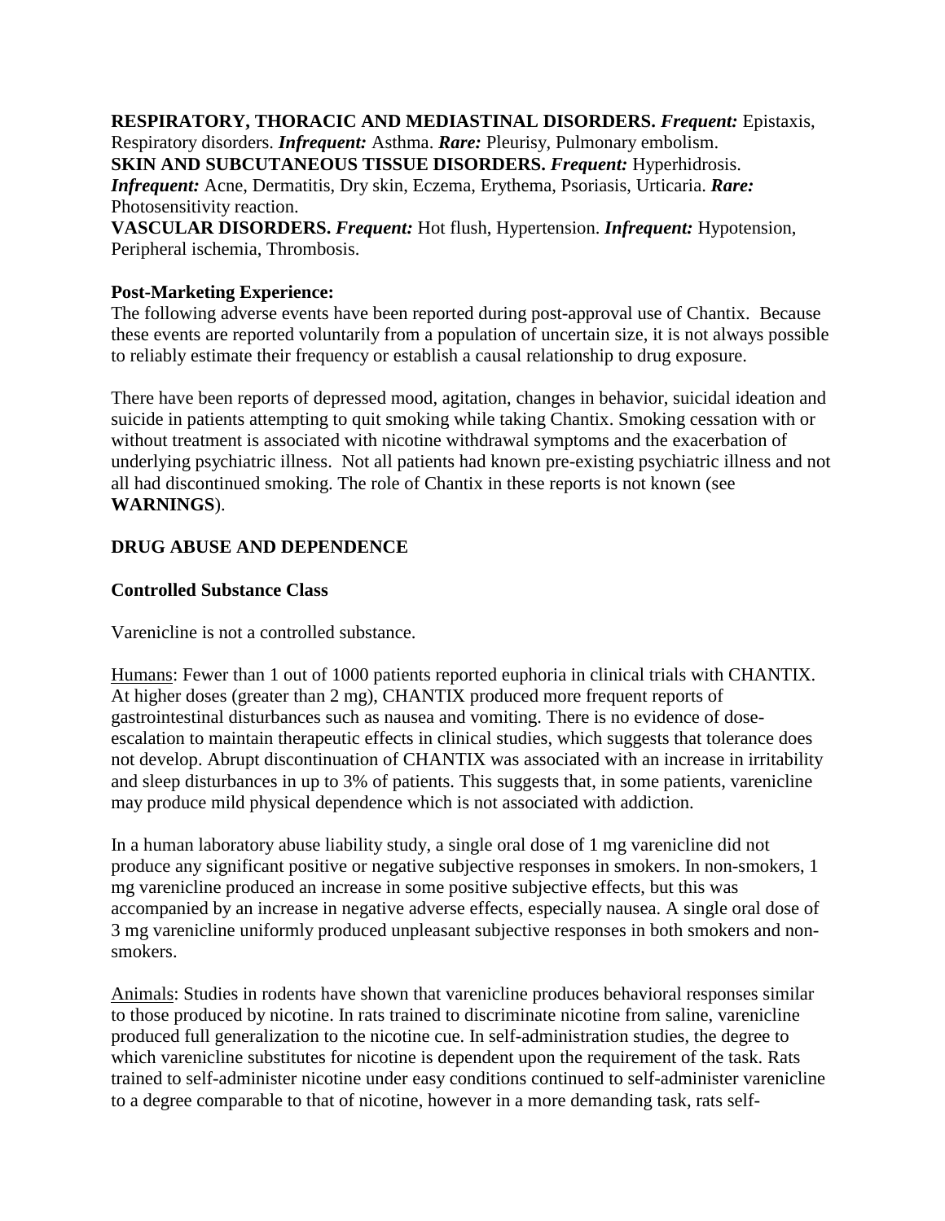**RESPIRATORY, THORACIC AND MEDIASTINAL DISORDERS.** ***Frequent:*** Epistaxis, Respiratory disorders. ***Infrequent:*** Asthma. ***Rare:*** Pleurisy, Pulmonary embolism.
**SKIN AND SUBCUTANEOUS TISSUE DISORDERS.** ***Frequent:*** Hyperhidrosis. ***Infrequent:*** Acne, Dermatitis, Dry skin, Eczema, Erythema, Psoriasis, Urticaria. ***Rare:*** Photosensitivity reaction.
**VASCULAR DISORDERS.** ***Frequent:*** Hot flush, Hypertension. ***Infrequent:*** Hypotension, Peripheral ischemia, Thrombosis.

**Post-Marketing Experience:**
The following adverse events have been reported during post-approval use of Chantix. Because these events are reported voluntarily from a population of uncertain size, it is not always possible to reliably estimate their frequency or establish a causal relationship to drug exposure.

There have been reports of depressed mood, agitation, changes in behavior, suicidal ideation and suicide in patients attempting to quit smoking while taking Chantix. Smoking cessation with or without treatment is associated with nicotine withdrawal symptoms and the exacerbation of underlying psychiatric illness. Not all patients had known pre-existing psychiatric illness and not all had discontinued smoking. The role of Chantix in these reports is not known (see **WARNINGS**).

## DRUG ABUSE AND DEPENDENCE

### Controlled Substance Class

Varenicline is not a controlled substance.

<u>Humans</u>: Fewer than 1 out of 1000 patients reported euphoria in clinical trials with CHANTIX. At higher doses (greater than 2 mg), CHANTIX produced more frequent reports of gastrointestinal disturbances such as nausea and vomiting. There is no evidence of dose-escalation to maintain therapeutic effects in clinical studies, which suggests that tolerance does not develop. Abrupt discontinuation of CHANTIX was associated with an increase in irritability and sleep disturbances in up to 3% of patients. This suggests that, in some patients, varenicline may produce mild physical dependence which is not associated with addiction.

In a human laboratory abuse liability study, a single oral dose of 1 mg varenicline did not produce any significant positive or negative subjective responses in smokers. In non-smokers, 1 mg varenicline produced an increase in some positive subjective effects, but this was accompanied by an increase in negative adverse effects, especially nausea. A single oral dose of 3 mg varenicline uniformly produced unpleasant subjective responses in both smokers and non-smokers.

<u>Animals</u>: Studies in rodents have shown that varenicline produces behavioral responses similar to those produced by nicotine. In rats trained to discriminate nicotine from saline, varenicline produced full generalization to the nicotine cue. In self-administration studies, the degree to which varenicline substitutes for nicotine is dependent upon the requirement of the task. Rats trained to self-administer nicotine under easy conditions continued to self-administer varenicline to a degree comparable to that of nicotine, however in a more demanding task, rats self-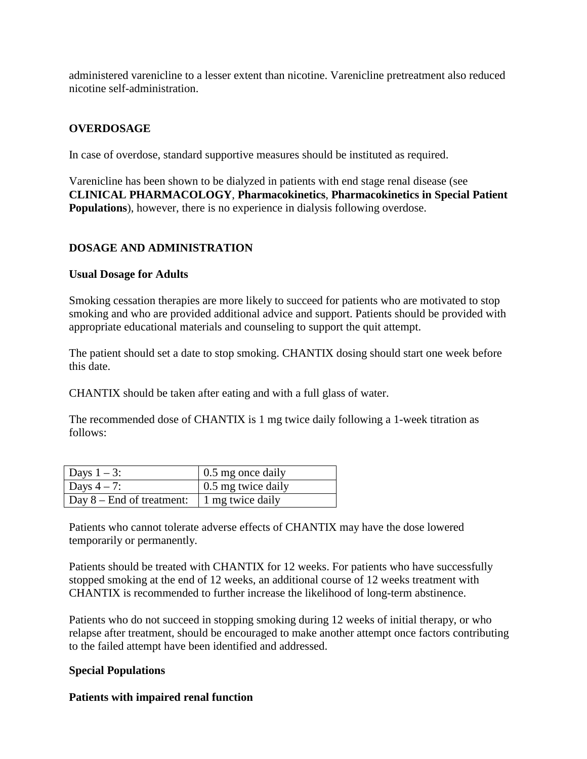administered varenicline to a lesser extent than nicotine. Varenicline pretreatment also reduced nicotine self-administration.

## OVERDOSAGE

In case of overdose, standard supportive measures should be instituted as required.

Varenicline has been shown to be dialyzed in patients with end stage renal disease (see **CLINICAL PHARMACOLOGY**, **Pharmacokinetics**, **Pharmacokinetics in Special Patient Populations**), however, there is no experience in dialysis following overdose.

## DOSAGE AND ADMINISTRATION

### Usual Dosage for Adults

Smoking cessation therapies are more likely to succeed for patients who are motivated to stop smoking and who are provided additional advice and support. Patients should be provided with appropriate educational materials and counseling to support the quit attempt.

The patient should set a date to stop smoking. CHANTIX dosing should start one week before this date.

CHANTIX should be taken after eating and with a full glass of water.

The recommended dose of CHANTIX is 1 mg twice daily following a 1-week titration as follows:

| | |
|---|---|
| Days 1 – 3: | 0.5 mg once daily |
| Days 4 – 7: | 0.5 mg twice daily |
| Day 8 – End of treatment: | 1 mg twice daily |

Patients who cannot tolerate adverse effects of CHANTIX may have the dose lowered temporarily or permanently.

Patients should be treated with CHANTIX for 12 weeks. For patients who have successfully stopped smoking at the end of 12 weeks, an additional course of 12 weeks treatment with CHANTIX is recommended to further increase the likelihood of long-term abstinence.

Patients who do not succeed in stopping smoking during 12 weeks of initial therapy, or who relapse after treatment, should be encouraged to make another attempt once factors contributing to the failed attempt have been identified and addressed.

### Special Populations

#### Patients with impaired renal function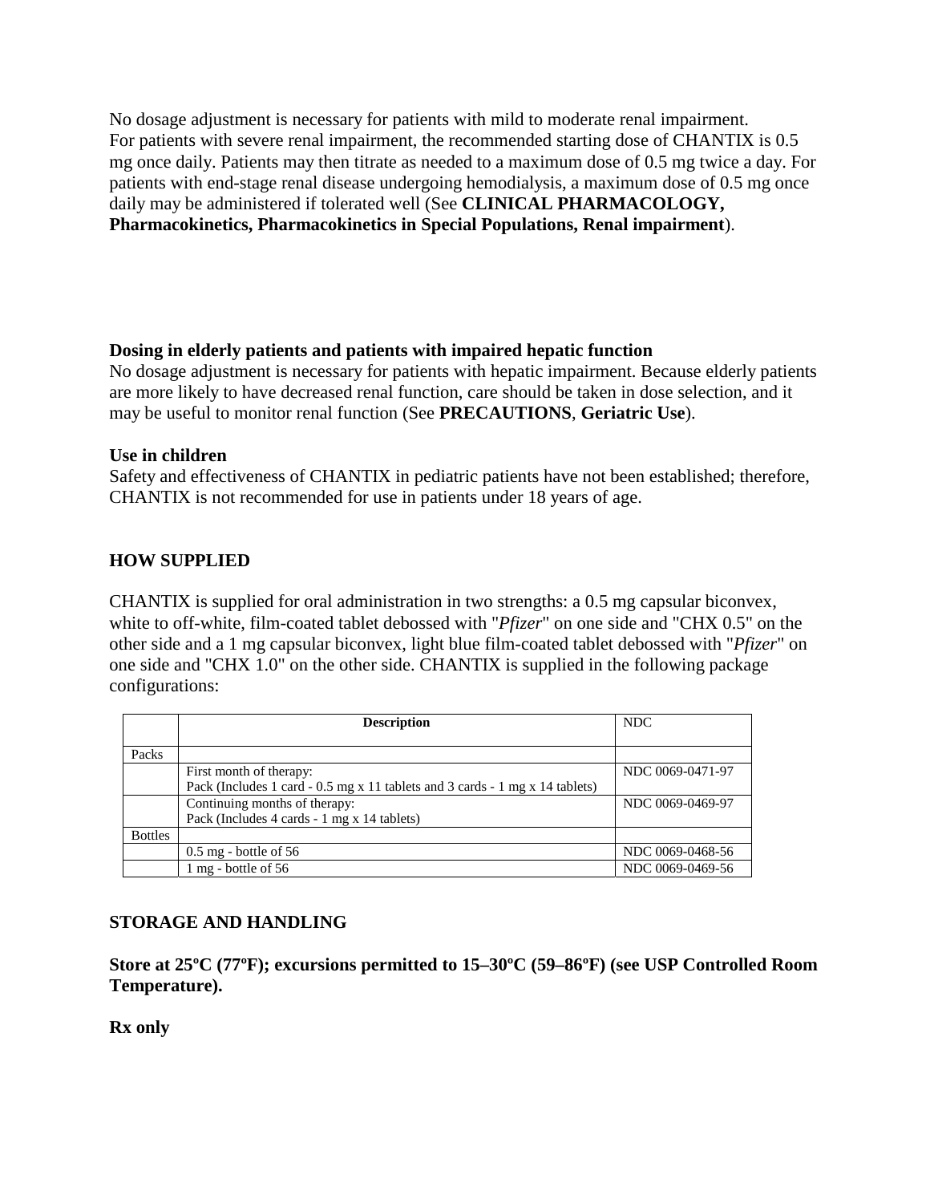No dosage adjustment is necessary for patients with mild to moderate renal impairment. For patients with severe renal impairment, the recommended starting dose of CHANTIX is 0.5 mg once daily. Patients may then titrate as needed to a maximum dose of 0.5 mg twice a day. For patients with end-stage renal disease undergoing hemodialysis, a maximum dose of 0.5 mg once daily may be administered if tolerated well (See **CLINICAL PHARMACOLOGY, Pharmacokinetics, Pharmacokinetics in Special Populations, Renal impairment**).

**Dosing in elderly patients and patients with impaired hepatic function**
No dosage adjustment is necessary for patients with hepatic impairment. Because elderly patients are more likely to have decreased renal function, care should be taken in dose selection, and it may be useful to monitor renal function (See **PRECAUTIONS**, **Geriatric Use**).

**Use in children**
Safety and effectiveness of CHANTIX in pediatric patients have not been established; therefore, CHANTIX is not recommended for use in patients under 18 years of age.

## HOW SUPPLIED

CHANTIX is supplied for oral administration in two strengths: a 0.5 mg capsular biconvex, white to off-white, film-coated tablet debossed with "*Pfizer*" on one side and "CHX 0.5" on the other side and a 1 mg capsular biconvex, light blue film-coated tablet debossed with "*Pfizer*" on one side and "CHX 1.0" on the other side. CHANTIX is supplied in the following package configurations:

| | Description | NDC |
|---|---|---|
| Packs | | |
| | First month of therapy:<br>Pack (Includes 1 card - 0.5 mg x 11 tablets and 3 cards - 1 mg x 14 tablets) | NDC 0069-0471-97 |
| | Continuing months of therapy:<br>Pack (Includes 4 cards - 1 mg x 14 tablets) | NDC 0069-0469-97 |
| Bottles | | |
| | 0.5 mg - bottle of 56 | NDC 0069-0468-56 |
| | 1 mg - bottle of 56 | NDC 0069-0469-56 |

## STORAGE AND HANDLING

**Store at 25ºC (77ºF); excursions permitted to 15–30ºC (59–86ºF) (see USP Controlled Room Temperature).**

**Rx only**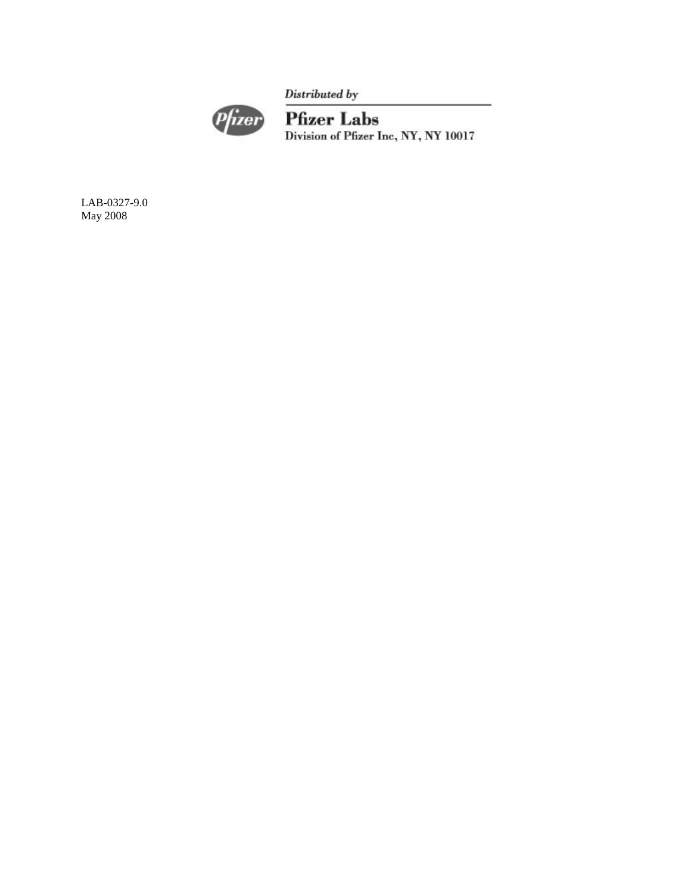*Distributed by*

**Pfizer Labs**

Division of Pfizer Inc, NY, NY 10017

LAB-0327-9.0

May 2008